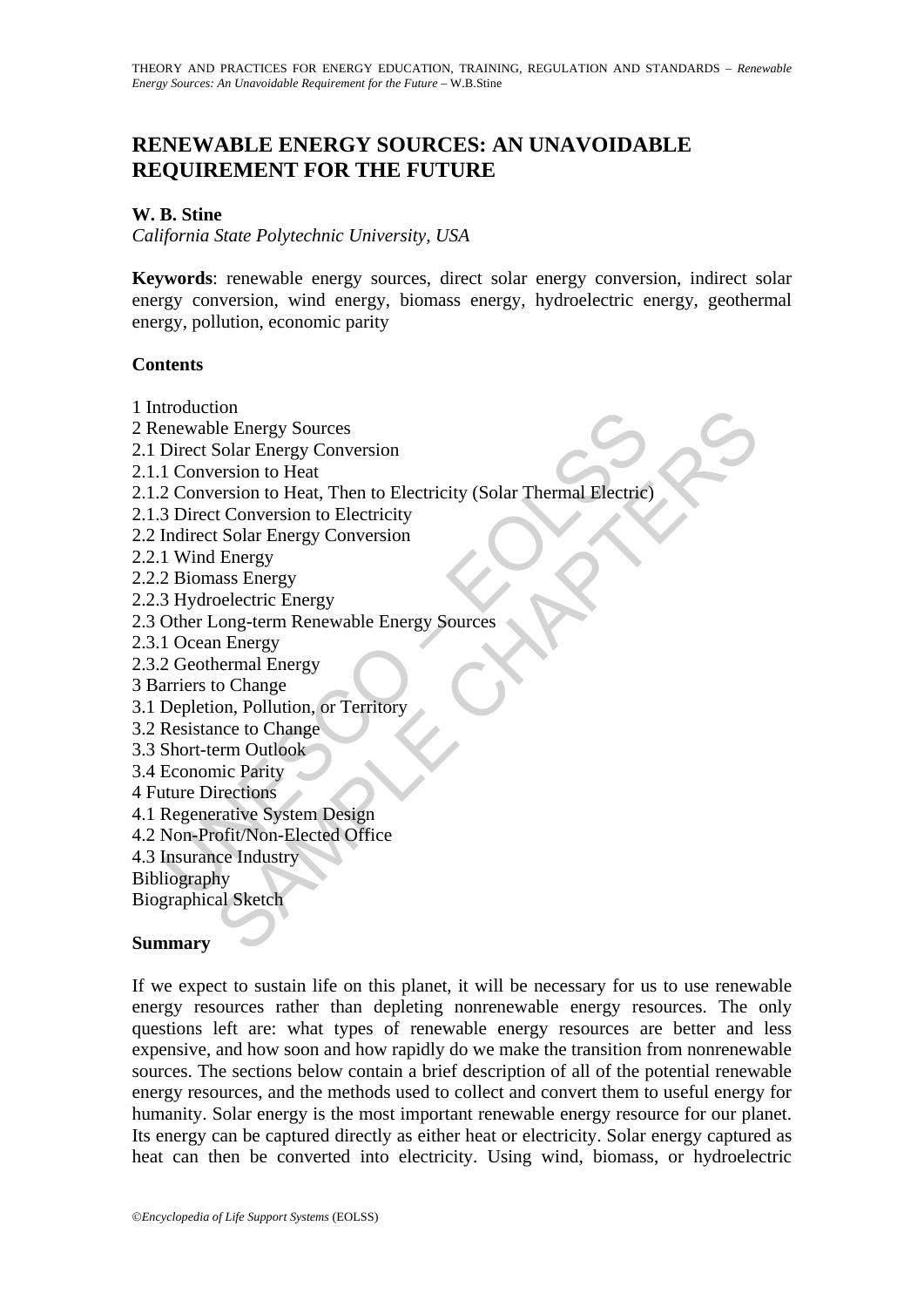# RENEWABLE ENERGY SOURCES: AN UNAVOIDABLE REQUIREMENT FOR THE FUTURE

**W. B. Stine**

*California State Polytechnic University, USA*

**Keywords**: renewable energy sources, direct solar energy conversion, indirect solar energy conversion, wind energy, biomass energy, hydroelectric energy, geothermal energy, pollution, economic parity

**Contents**

1 Introduction
2 Renewable Energy Sources
2.1 Direct Solar Energy Conversion
2.1.1 Conversion to Heat
2.1.2 Conversion to Heat, Then to Electricity (Solar Thermal Electric)
2.1.3 Direct Conversion to Electricity
2.2 Indirect Solar Energy Conversion
2.2.1 Wind Energy
2.2.2 Biomass Energy
2.2.3 Hydroelectric Energy
2.3 Other Long-term Renewable Energy Sources
2.3.1 Ocean Energy
2.3.2 Geothermal Energy
3 Barriers to Change
3.1 Depletion, Pollution, or Territory
3.2 Resistance to Change
3.3 Short-term Outlook
3.4 Economic Parity
4 Future Directions
4.1 Regenerative System Design
4.2 Non-Profit/Non-Elected Office
4.3 Insurance Industry
Bibliography
Biographical Sketch

**Summary**

If we expect to sustain life on this planet, it will be necessary for us to use renewable energy resources rather than depleting nonrenewable energy resources. The only questions left are: what types of renewable energy resources are better and less expensive, and how soon and how rapidly do we make the transition from nonrenewable sources. The sections below contain a brief description of all of the potential renewable energy resources, and the methods used to collect and convert them to useful energy for humanity. Solar energy is the most important renewable energy resource for our planet. Its energy can be captured directly as either heat or electricity. Solar energy captured as heat can then be converted into electricity. Using wind, biomass, or hydroelectric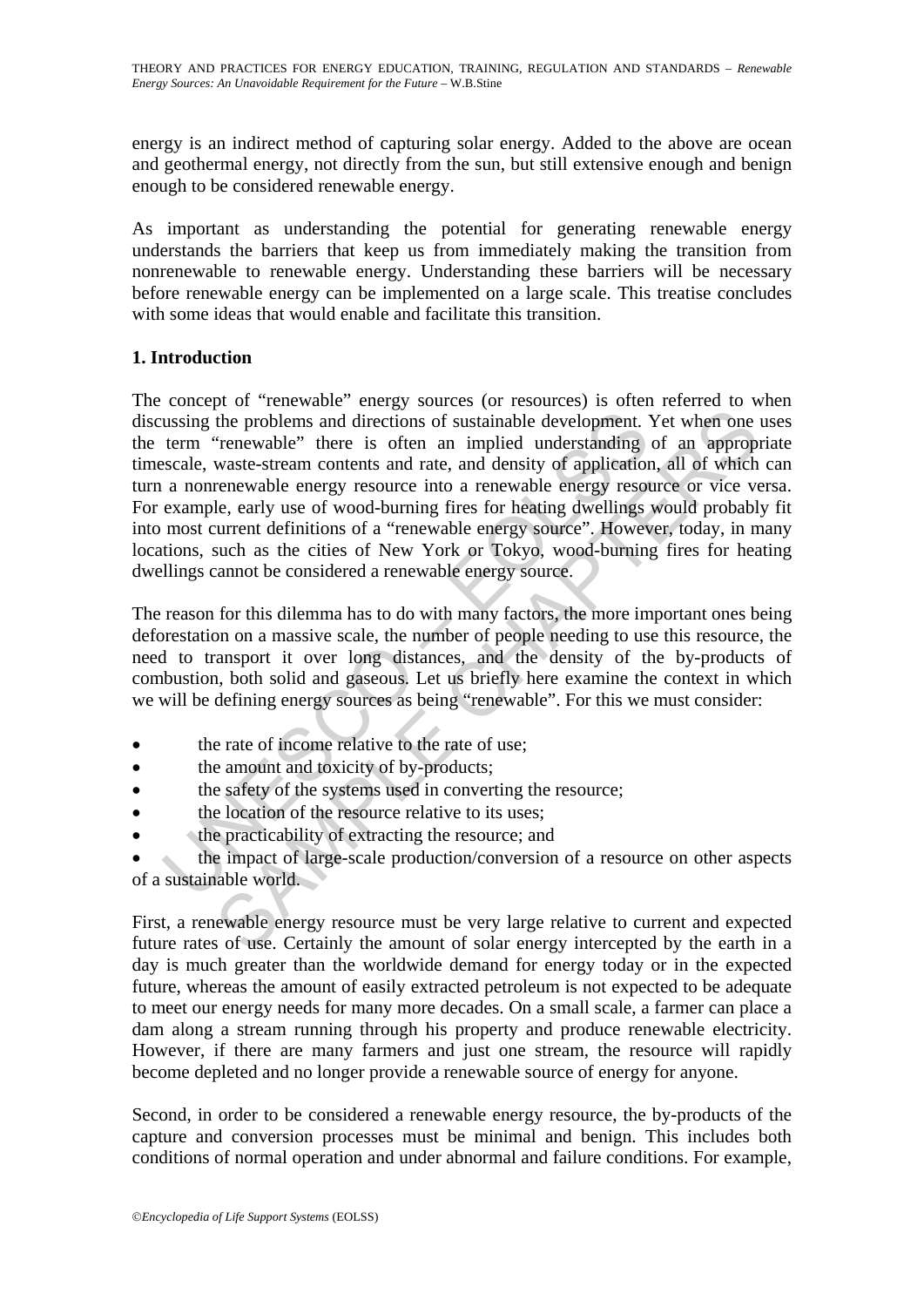energy is an indirect method of capturing solar energy. Added to the above are ocean and geothermal energy, not directly from the sun, but still extensive enough and benign enough to be considered renewable energy.

As important as understanding the potential for generating renewable energy understands the barriers that keep us from immediately making the transition from nonrenewable to renewable energy. Understanding these barriers will be necessary before renewable energy can be implemented on a large scale. This treatise concludes with some ideas that would enable and facilitate this transition.

## 1. Introduction

The concept of "renewable" energy sources (or resources) is often referred to when discussing the problems and directions of sustainable development. Yet when one uses the term "renewable" there is often an implied understanding of an appropriate timescale, waste-stream contents and rate, and density of application, all of which can turn a nonrenewable energy resource into a renewable energy resource or vice versa. For example, early use of wood-burning fires for heating dwellings would probably fit into most current definitions of a "renewable energy source". However, today, in many locations, such as the cities of New York or Tokyo, wood-burning fires for heating dwellings cannot be considered a renewable energy source.

The reason for this dilemma has to do with many factors, the more important ones being deforestation on a massive scale, the number of people needing to use this resource, the need to transport it over long distances, and the density of the by-products of combustion, both solid and gaseous. Let us briefly here examine the context in which we will be defining energy sources as being "renewable". For this we must consider:

- the rate of income relative to the rate of use;
- the amount and toxicity of by-products;
- the safety of the systems used in converting the resource;
- the location of the resource relative to its uses;
- the practicability of extracting the resource; and
- the impact of large-scale production/conversion of a resource on other aspects of a sustainable world.

First, a renewable energy resource must be very large relative to current and expected future rates of use. Certainly the amount of solar energy intercepted by the earth in a day is much greater than the worldwide demand for energy today or in the expected future, whereas the amount of easily extracted petroleum is not expected to be adequate to meet our energy needs for many more decades. On a small scale, a farmer can place a dam along a stream running through his property and produce renewable electricity. However, if there are many farmers and just one stream, the resource will rapidly become depleted and no longer provide a renewable source of energy for anyone.

Second, in order to be considered a renewable energy resource, the by-products of the capture and conversion processes must be minimal and benign. This includes both conditions of normal operation and under abnormal and failure conditions. For example,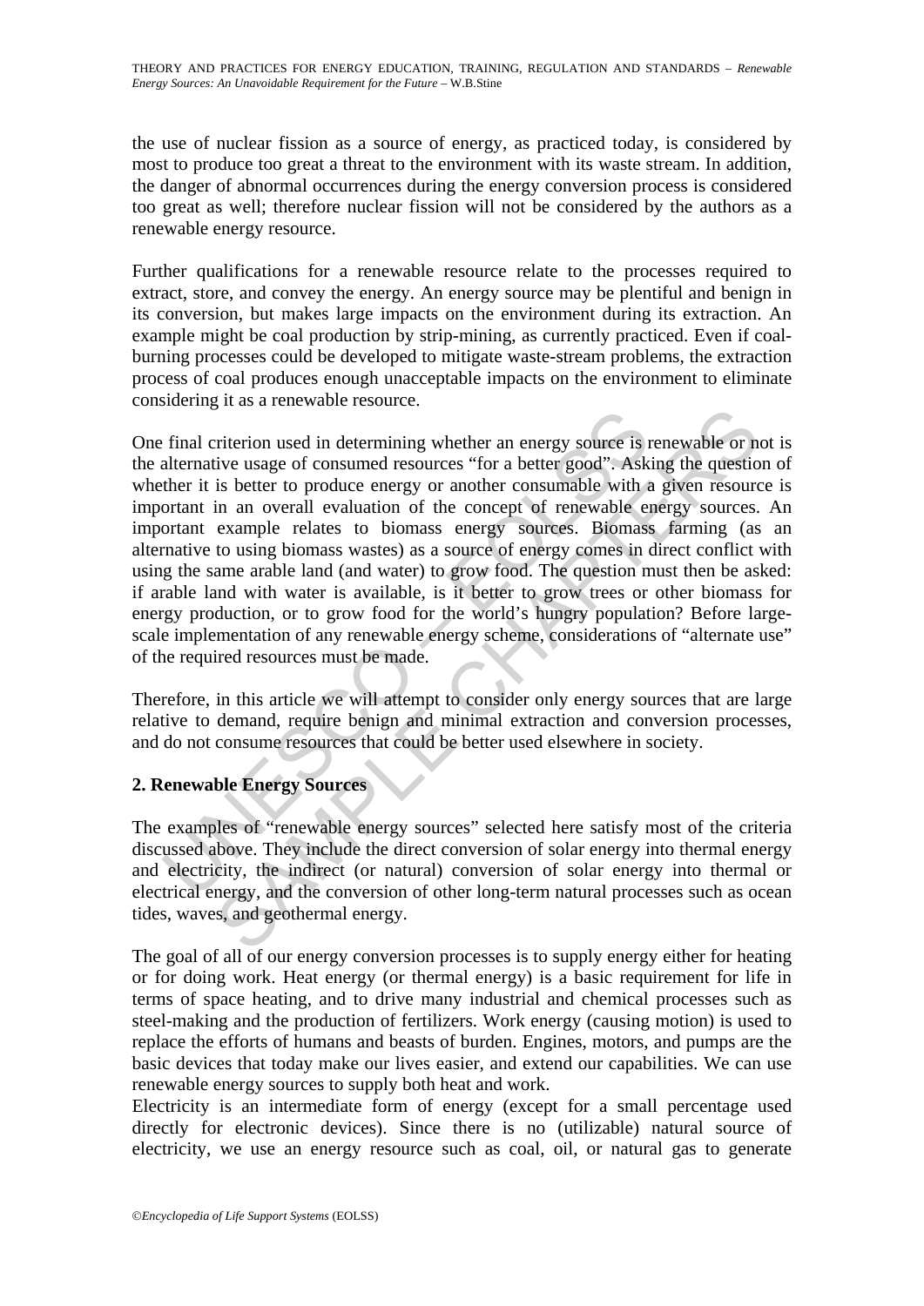the use of nuclear fission as a source of energy, as practiced today, is considered by most to produce too great a threat to the environment with its waste stream. In addition, the danger of abnormal occurrences during the energy conversion process is considered too great as well; therefore nuclear fission will not be considered by the authors as a renewable energy resource.

Further qualifications for a renewable resource relate to the processes required to extract, store, and convey the energy. An energy source may be plentiful and benign in its conversion, but makes large impacts on the environment during its extraction. An example might be coal production by strip-mining, as currently practiced. Even if coal-burning processes could be developed to mitigate waste-stream problems, the extraction process of coal produces enough unacceptable impacts on the environment to eliminate considering it as a renewable resource.

One final criterion used in determining whether an energy source is renewable or not is the alternative usage of consumed resources "for a better good". Asking the question of whether it is better to produce energy or another consumable with a given resource is important in an overall evaluation of the concept of renewable energy sources. An important example relates to biomass energy sources. Biomass farming (as an alternative to using biomass wastes) as a source of energy comes in direct conflict with using the same arable land (and water) to grow food. The question must then be asked: if arable land with water is available, is it better to grow trees or other biomass for energy production, or to grow food for the world's hungry population? Before large-scale implementation of any renewable energy scheme, considerations of "alternate use" of the required resources must be made.

Therefore, in this article we will attempt to consider only energy sources that are large relative to demand, require benign and minimal extraction and conversion processes, and do not consume resources that could be better used elsewhere in society.

## 2. Renewable Energy Sources

The examples of "renewable energy sources" selected here satisfy most of the criteria discussed above. They include the direct conversion of solar energy into thermal energy and electricity, the indirect (or natural) conversion of solar energy into thermal or electrical energy, and the conversion of other long-term natural processes such as ocean tides, waves, and geothermal energy.

The goal of all of our energy conversion processes is to supply energy either for heating or for doing work. Heat energy (or thermal energy) is a basic requirement for life in terms of space heating, and to drive many industrial and chemical processes such as steel-making and the production of fertilizers. Work energy (causing motion) is used to replace the efforts of humans and beasts of burden. Engines, motors, and pumps are the basic devices that today make our lives easier, and extend our capabilities. We can use renewable energy sources to supply both heat and work.

Electricity is an intermediate form of energy (except for a small percentage used directly for electronic devices). Since there is no (utilizable) natural source of electricity, we use an energy resource such as coal, oil, or natural gas to generate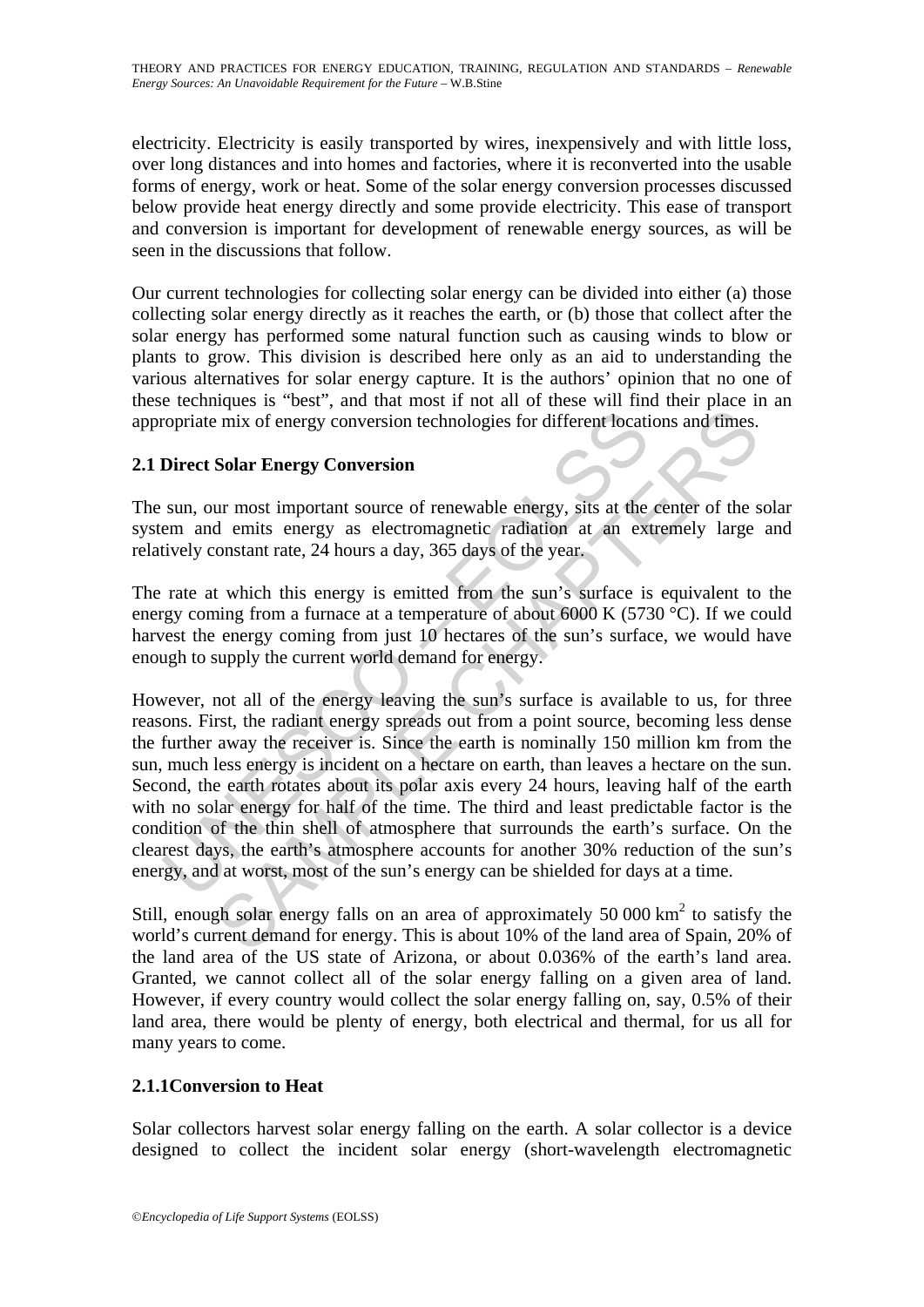electricity. Electricity is easily transported by wires, inexpensively and with little loss, over long distances and into homes and factories, where it is reconverted into the usable forms of energy, work or heat. Some of the solar energy conversion processes discussed below provide heat energy directly and some provide electricity. This ease of transport and conversion is important for development of renewable energy sources, as will be seen in the discussions that follow.

Our current technologies for collecting solar energy can be divided into either (a) those collecting solar energy directly as it reaches the earth, or (b) those that collect after the solar energy has performed some natural function such as causing winds to blow or plants to grow. This division is described here only as an aid to understanding the various alternatives for solar energy capture. It is the authors' opinion that no one of these techniques is "best", and that most if not all of these will find their place in an appropriate mix of energy conversion technologies for different locations and times.

## 2.1 Direct Solar Energy Conversion

The sun, our most important source of renewable energy, sits at the center of the solar system and emits energy as electromagnetic radiation at an extremely large and relatively constant rate, 24 hours a day, 365 days of the year.

The rate at which this energy is emitted from the sun's surface is equivalent to the energy coming from a furnace at a temperature of about 6000 K (5730 °C). If we could harvest the energy coming from just 10 hectares of the sun's surface, we would have enough to supply the current world demand for energy.

However, not all of the energy leaving the sun's surface is available to us, for three reasons. First, the radiant energy spreads out from a point source, becoming less dense the further away the receiver is. Since the earth is nominally 150 million km from the sun, much less energy is incident on a hectare on earth, than leaves a hectare on the sun. Second, the earth rotates about its polar axis every 24 hours, leaving half of the earth with no solar energy for half of the time. The third and least predictable factor is the condition of the thin shell of atmosphere that surrounds the earth's surface. On the clearest days, the earth's atmosphere accounts for another 30% reduction of the sun's energy, and at worst, most of the sun's energy can be shielded for days at a time.

Still, enough solar energy falls on an area of approximately 50 000 $km^2$ to satisfy the world's current demand for energy. This is about 10% of the land area of Spain, 20% of the land area of the US state of Arizona, or about 0.036% of the earth's land area. Granted, we cannot collect all of the solar energy falling on a given area of land. However, if every country would collect the solar energy falling on, say, 0.5% of their land area, there would be plenty of energy, both electrical and thermal, for us all for many years to come.

### 2.1.1Conversion to Heat

Solar collectors harvest solar energy falling on the earth. A solar collector is a device designed to collect the incident solar energy (short-wavelength electromagnetic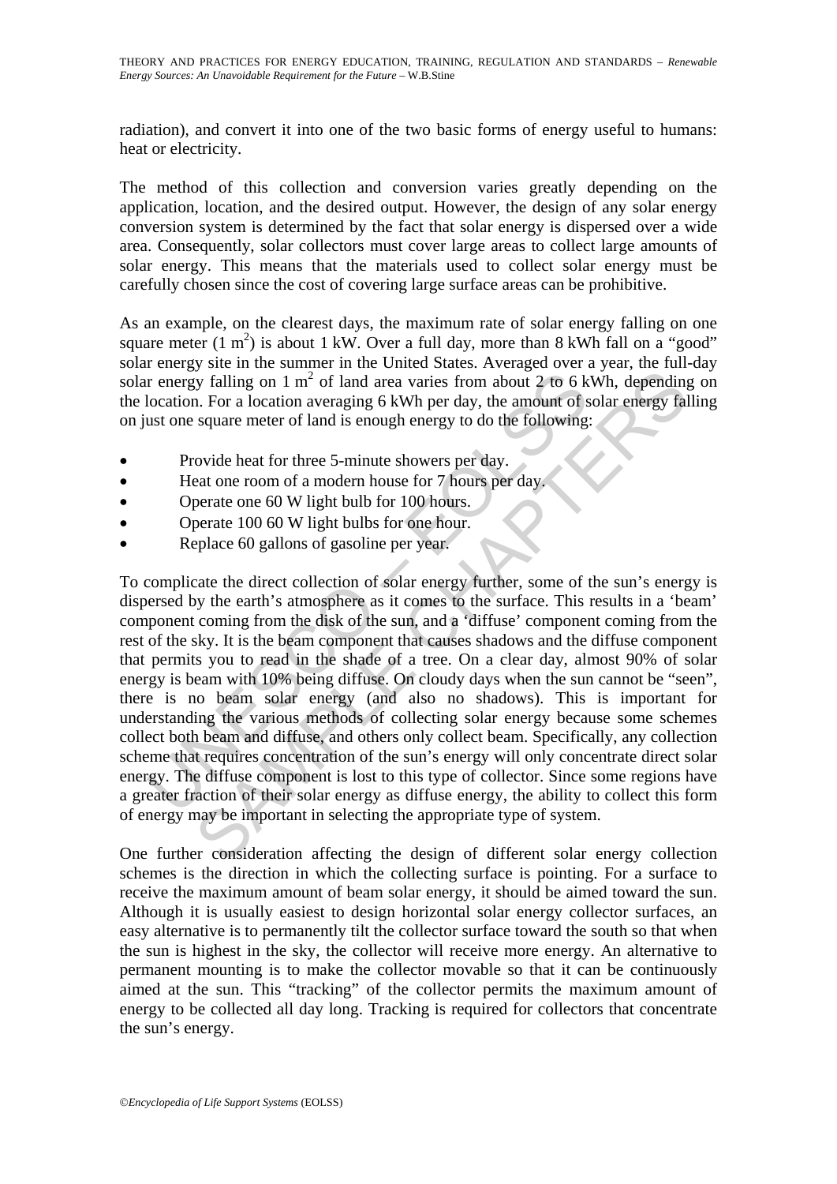radiation), and convert it into one of the two basic forms of energy useful to humans: heat or electricity.

The method of this collection and conversion varies greatly depending on the application, location, and the desired output. However, the design of any solar energy conversion system is determined by the fact that solar energy is dispersed over a wide area. Consequently, solar collectors must cover large areas to collect large amounts of solar energy. This means that the materials used to collect solar energy must be carefully chosen since the cost of covering large surface areas can be prohibitive.

As an example, on the clearest days, the maximum rate of solar energy falling on one square meter (1 $m^2$) is about 1 kW. Over a full day, more than 8 kWh fall on a "good" solar energy site in the summer in the United States. Averaged over a year, the full-day solar energy falling on 1 $m^2$ of land area varies from about 2 to 6 kWh, depending on the location. For a location averaging 6 kWh per day, the amount of solar energy falling on just one square meter of land is enough energy to do the following:

- Provide heat for three 5-minute showers per day.
- Heat one room of a modern house for 7 hours per day.
- Operate one 60 W light bulb for 100 hours.
- Operate 100 60 W light bulbs for one hour.
- Replace 60 gallons of gasoline per year.

To complicate the direct collection of solar energy further, some of the sun's energy is dispersed by the earth's atmosphere as it comes to the surface. This results in a 'beam' component coming from the disk of the sun, and a 'diffuse' component coming from the rest of the sky. It is the beam component that causes shadows and the diffuse component that permits you to read in the shade of a tree. On a clear day, almost 90% of solar energy is beam with 10% being diffuse. On cloudy days when the sun cannot be "seen", there is no beam solar energy (and also no shadows). This is important for understanding the various methods of collecting solar energy because some schemes collect both beam and diffuse, and others only collect beam. Specifically, any collection scheme that requires concentration of the sun's energy will only concentrate direct solar energy. The diffuse component is lost to this type of collector. Since some regions have a greater fraction of their solar energy as diffuse energy, the ability to collect this form of energy may be important in selecting the appropriate type of system.

One further consideration affecting the design of different solar energy collection schemes is the direction in which the collecting surface is pointing. For a surface to receive the maximum amount of beam solar energy, it should be aimed toward the sun. Although it is usually easiest to design horizontal solar energy collector surfaces, an easy alternative is to permanently tilt the collector surface toward the south so that when the sun is highest in the sky, the collector will receive more energy. An alternative to permanent mounting is to make the collector movable so that it can be continuously aimed at the sun. This "tracking" of the collector permits the maximum amount of energy to be collected all day long. Tracking is required for collectors that concentrate the sun's energy.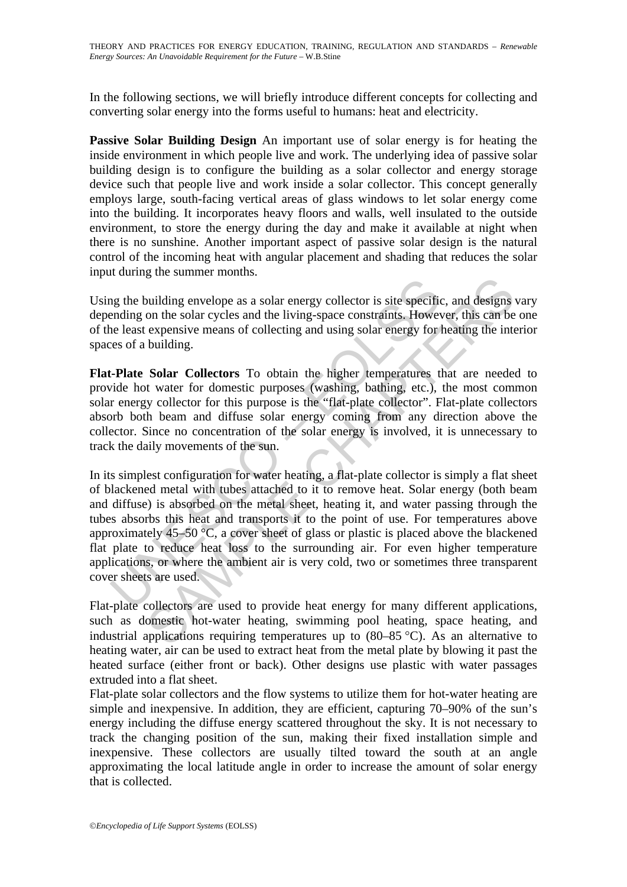In the following sections, we will briefly introduce different concepts for collecting and converting solar energy into the forms useful to humans: heat and electricity.

**Passive Solar Building Design** An important use of solar energy is for heating the inside environment in which people live and work. The underlying idea of passive solar building design is to configure the building as a solar collector and energy storage device such that people live and work inside a solar collector. This concept generally employs large, south-facing vertical areas of glass windows to let solar energy come into the building. It incorporates heavy floors and walls, well insulated to the outside environment, to store the energy during the day and make it available at night when there is no sunshine. Another important aspect of passive solar design is the natural control of the incoming heat with angular placement and shading that reduces the solar input during the summer months.

Using the building envelope as a solar energy collector is site specific, and designs vary depending on the solar cycles and the living-space constraints. However, this can be one of the least expensive means of collecting and using solar energy for heating the interior spaces of a building.

**Flat-Plate Solar Collectors** To obtain the higher temperatures that are needed to provide hot water for domestic purposes (washing, bathing, etc.), the most common solar energy collector for this purpose is the "flat-plate collector". Flat-plate collectors absorb both beam and diffuse solar energy coming from any direction above the collector. Since no concentration of the solar energy is involved, it is unnecessary to track the daily movements of the sun.

In its simplest configuration for water heating, a flat-plate collector is simply a flat sheet of blackened metal with tubes attached to it to remove heat. Solar energy (both beam and diffuse) is absorbed on the metal sheet, heating it, and water passing through the tubes absorbs this heat and transports it to the point of use. For temperatures above approximately 45–50 °C, a cover sheet of glass or plastic is placed above the blackened flat plate to reduce heat loss to the surrounding air. For even higher temperature applications, or where the ambient air is very cold, two or sometimes three transparent cover sheets are used.

Flat-plate collectors are used to provide heat energy for many different applications, such as domestic hot-water heating, swimming pool heating, space heating, and industrial applications requiring temperatures up to (80–85 °C). As an alternative to heating water, air can be used to extract heat from the metal plate by blowing it past the heated surface (either front or back). Other designs use plastic with water passages extruded into a flat sheet.
Flat-plate solar collectors and the flow systems to utilize them for hot-water heating are simple and inexpensive. In addition, they are efficient, capturing 70–90% of the sun's energy including the diffuse energy scattered throughout the sky. It is not necessary to track the changing position of the sun, making their fixed installation simple and inexpensive. These collectors are usually tilted toward the south at an angle approximating the local latitude angle in order to increase the amount of solar energy that is collected.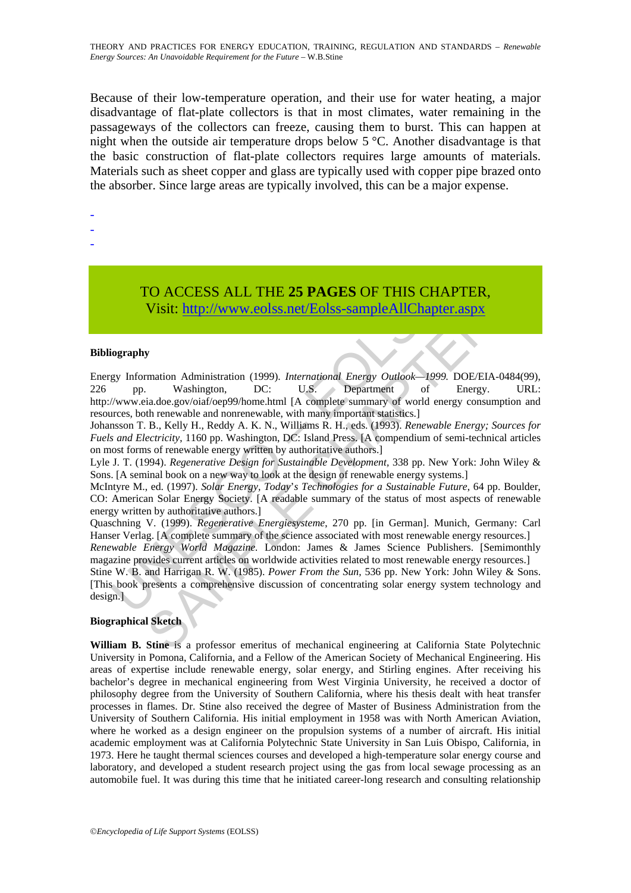Because of their low-temperature operation, and their use for water heating, a major disadvantage of flat-plate collectors is that in most climates, water remaining in the passageways of the collectors can freeze, causing them to burst. This can happen at night when the outside air temperature drops below 5 °C. Another disadvantage is that the basic construction of flat-plate collectors requires large amounts of materials. Materials such as sheet copper and glass are typically used with copper pipe brazed onto the absorber. Since large areas are typically involved, this can be a major expense.

-
-
-

TO ACCESS ALL THE **25 PAGES** OF THIS CHAPTER,
Visit: http://www.eolss.net/Eolss-sampleAllChapter.aspx

**Bibliography**

Energy Information Administration (1999). *International Energy Outlook—1999.* DOE/EIA-0484(99), 226 pp. Washington, DC: U.S. Department of Energy. URL: http://www.eia.doe.gov/oiaf/oep99/home.html [A complete summary of world energy consumption and resources, both renewable and nonrenewable, with many important statistics.]

Johansson T. B., Kelly H., Reddy A. K. N., Williams R. H., eds. (1993). *Renewable Energy; Sources for Fuels and Electricity*, 1160 pp. Washington, DC: Island Press. [A compendium of semi-technical articles on most forms of renewable energy written by authoritative authors.]

Lyle J. T. (1994). *Regenerative Design for Sustainable Development*, 338 pp. New York: John Wiley & Sons. [A seminal book on a new way to look at the design of renewable energy systems.]

McIntyre M., ed. (1997). *Solar Energy, Today's Technologies for a Sustainable Future*, 64 pp. Boulder, CO: American Solar Energy Society. [A readable summary of the status of most aspects of renewable energy written by authoritative authors.]

Quaschning V. (1999). *Regenerative Energiesysteme*, 270 pp. [in German]. Munich, Germany: Carl Hanser Verlag. [A complete summary of the science associated with most renewable energy resources.]

*Renewable Energy World Magazine.* London: James & James Science Publishers. [Semimonthly magazine provides current articles on worldwide activities related to most renewable energy resources.]

Stine W. B. and Harrigan R. W. (1985). *Power From the Sun*, 536 pp. New York: John Wiley & Sons. [This book presents a comprehensive discussion of concentrating solar energy system technology and design.]

**Biographical Sketch**

**William B. Stine** is a professor emeritus of mechanical engineering at California State Polytechnic University in Pomona, California, and a Fellow of the American Society of Mechanical Engineering. His areas of expertise include renewable energy, solar energy, and Stirling engines. After receiving his bachelor's degree in mechanical engineering from West Virginia University, he received a doctor of philosophy degree from the University of Southern California, where his thesis dealt with heat transfer processes in flames. Dr. Stine also received the degree of Master of Business Administration from the University of Southern California. His initial employment in 1958 was with North American Aviation, where he worked as a design engineer on the propulsion systems of a number of aircraft. His initial academic employment was at California Polytechnic State University in San Luis Obispo, California, in 1973. Here he taught thermal sciences courses and developed a high-temperature solar energy course and laboratory, and developed a student research project using the gas from local sewage processing as an automobile fuel. It was during this time that he initiated career-long research and consulting relationship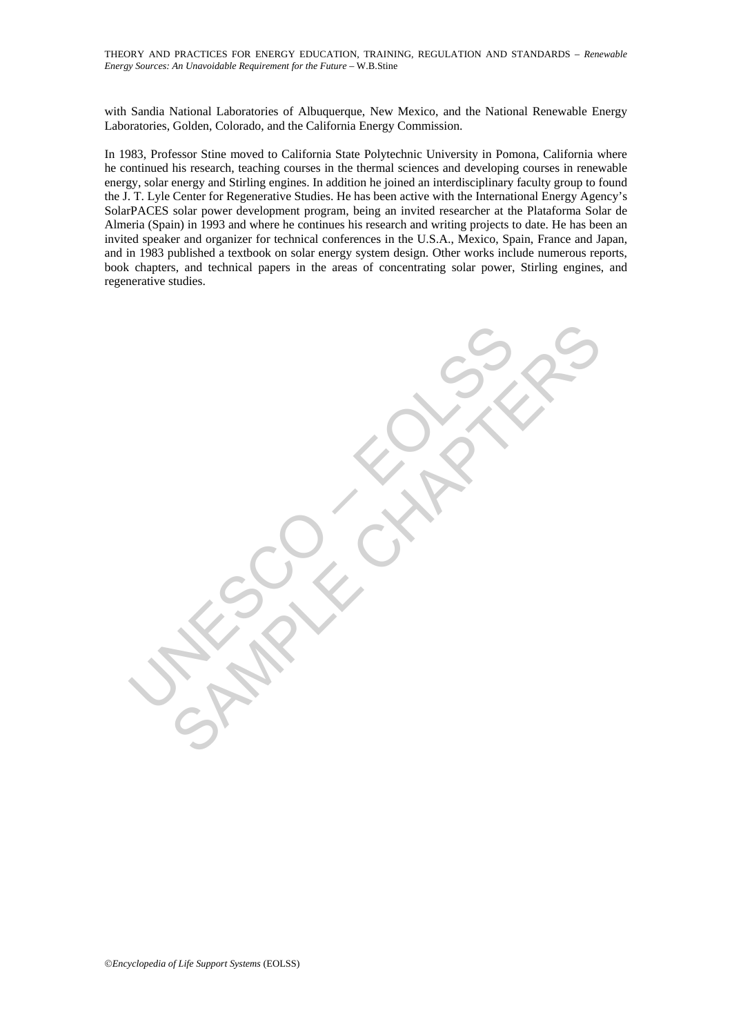with Sandia National Laboratories of Albuquerque, New Mexico, and the National Renewable Energy Laboratories, Golden, Colorado, and the California Energy Commission.

In 1983, Professor Stine moved to California State Polytechnic University in Pomona, California where he continued his research, teaching courses in the thermal sciences and developing courses in renewable energy, solar energy and Stirling engines. In addition he joined an interdisciplinary faculty group to found the J. T. Lyle Center for Regenerative Studies. He has been active with the International Energy Agency's SolarPACES solar power development program, being an invited researcher at the Plataforma Solar de Almeria (Spain) in 1993 and where he continues his research and writing projects to date. He has been an invited speaker and organizer for technical conferences in the U.S.A., Mexico, Spain, France and Japan, and in 1983 published a textbook on solar energy system design. Other works include numerous reports, book chapters, and technical papers in the areas of concentrating solar power, Stirling engines, and regenerative studies.